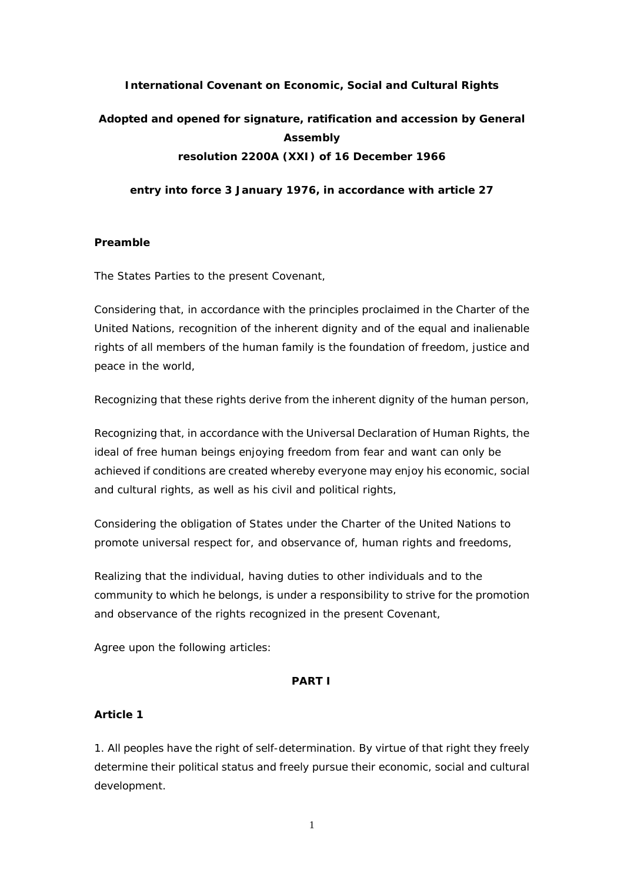# International Covenant on Economic, Social and Cultural Rights

**Adopted and opened for signature, ratification and accession by General Assembly resolution 2200A (XXI) of 16 December 1966**

**entry into force 3 January 1976, in accordance with article 27**

## Preamble

The States Parties to the present Covenant,

Considering that, in accordance with the principles proclaimed in the Charter of the United Nations, recognition of the inherent dignity and of the equal and inalienable rights of all members of the human family is the foundation of freedom, justice and peace in the world,

Recognizing that these rights derive from the inherent dignity of the human person,

Recognizing that, in accordance with the Universal Declaration of Human Rights, the ideal of free human beings enjoying freedom from fear and want can only be achieved if conditions are created whereby everyone may enjoy his economic, social and cultural rights, as well as his civil and political rights,

Considering the obligation of States under the Charter of the United Nations to promote universal respect for, and observance of, human rights and freedoms,

Realizing that the individual, having duties to other individuals and to the community to which he belongs, is under a responsibility to strive for the promotion and observance of the rights recognized in the present Covenant,

Agree upon the following articles:

## PART I

### Article 1

1. All peoples have the right of self-determination. By virtue of that right they freely determine their political status and freely pursue their economic, social and cultural development.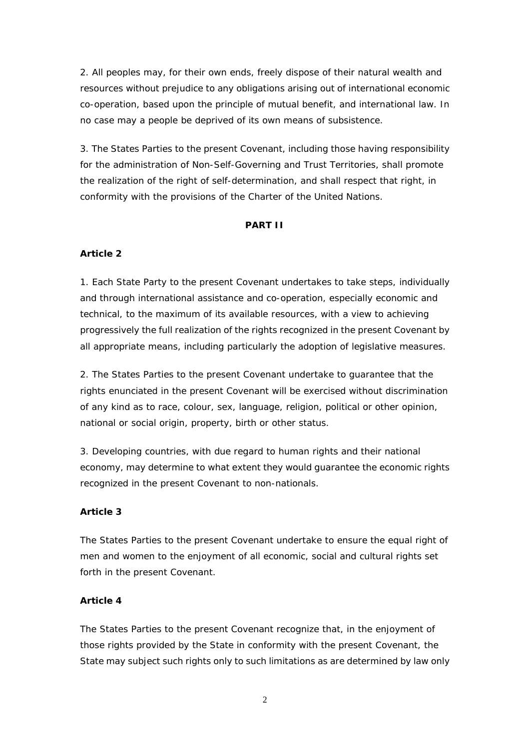2. All peoples may, for their own ends, freely dispose of their natural wealth and resources without prejudice to any obligations arising out of international economic co-operation, based upon the principle of mutual benefit, and international law. In no case may a people be deprived of its own means of subsistence.

3. The States Parties to the present Covenant, including those having responsibility for the administration of Non-Self-Governing and Trust Territories, shall promote the realization of the right of self-determination, and shall respect that right, in conformity with the provisions of the Charter of the United Nations.

## PART II

### Article 2

1. Each State Party to the present Covenant undertakes to take steps, individually and through international assistance and co-operation, especially economic and technical, to the maximum of its available resources, with a view to achieving progressively the full realization of the rights recognized in the present Covenant by all appropriate means, including particularly the adoption of legislative measures.

2. The States Parties to the present Covenant undertake to guarantee that the rights enunciated in the present Covenant will be exercised without discrimination of any kind as to race, colour, sex, language, religion, political or other opinion, national or social origin, property, birth or other status.

3. Developing countries, with due regard to human rights and their national economy, may determine to what extent they would guarantee the economic rights recognized in the present Covenant to non-nationals.

### Article 3

The States Parties to the present Covenant undertake to ensure the equal right of men and women to the enjoyment of all economic, social and cultural rights set forth in the present Covenant.

### Article 4

The States Parties to the present Covenant recognize that, in the enjoyment of those rights provided by the State in conformity with the present Covenant, the State may subject such rights only to such limitations as are determined by law only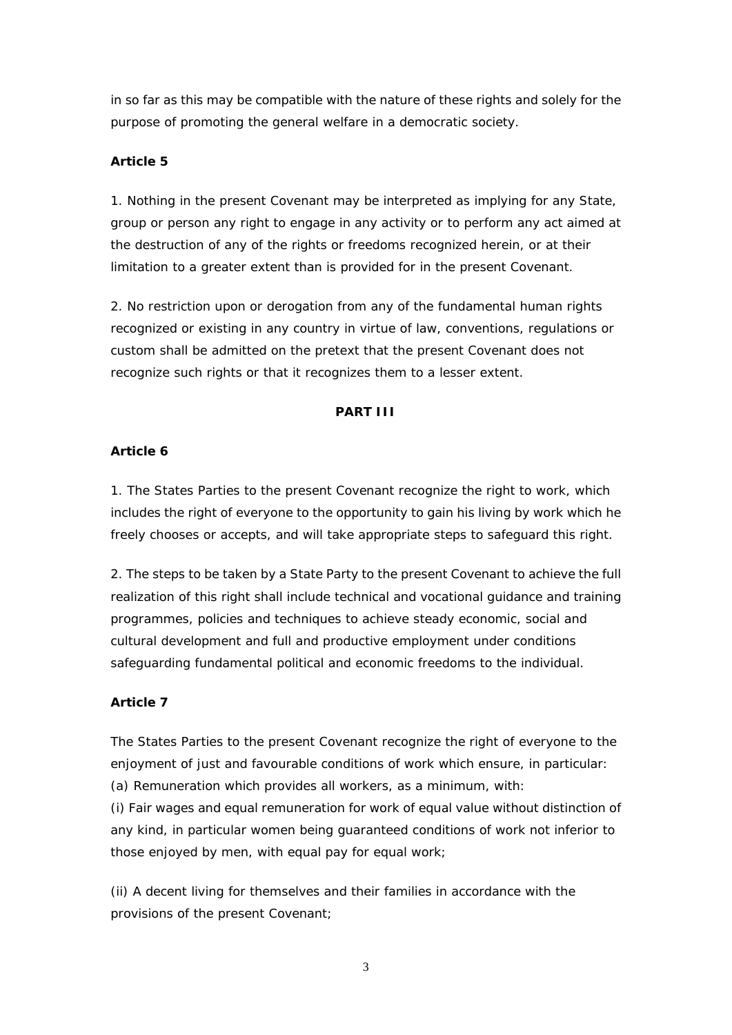in so far as this may be compatible with the nature of these rights and solely for the purpose of promoting the general welfare in a democratic society.

**Article 5**

1. Nothing in the present Covenant may be interpreted as implying for any State, group or person any right to engage in any activity or to perform any act aimed at the destruction of any of the rights or freedoms recognized herein, or at their limitation to a greater extent than is provided for in the present Covenant.

2. No restriction upon or derogation from any of the fundamental human rights recognized or existing in any country in virtue of law, conventions, regulations or custom shall be admitted on the pretext that the present Covenant does not recognize such rights or that it recognizes them to a lesser extent.

## PART III

**Article 6**

1. The States Parties to the present Covenant recognize the right to work, which includes the right of everyone to the opportunity to gain his living by work which he freely chooses or accepts, and will take appropriate steps to safeguard this right.

2. The steps to be taken by a State Party to the present Covenant to achieve the full realization of this right shall include technical and vocational guidance and training programmes, policies and techniques to achieve steady economic, social and cultural development and full and productive employment under conditions safeguarding fundamental political and economic freedoms to the individual.

**Article 7**

The States Parties to the present Covenant recognize the right of everyone to the enjoyment of just and favourable conditions of work which ensure, in particular:
(a) Remuneration which provides all workers, as a minimum, with:
(i) Fair wages and equal remuneration for work of equal value without distinction of any kind, in particular women being guaranteed conditions of work not inferior to those enjoyed by men, with equal pay for equal work;

(ii) A decent living for themselves and their families in accordance with the provisions of the present Covenant;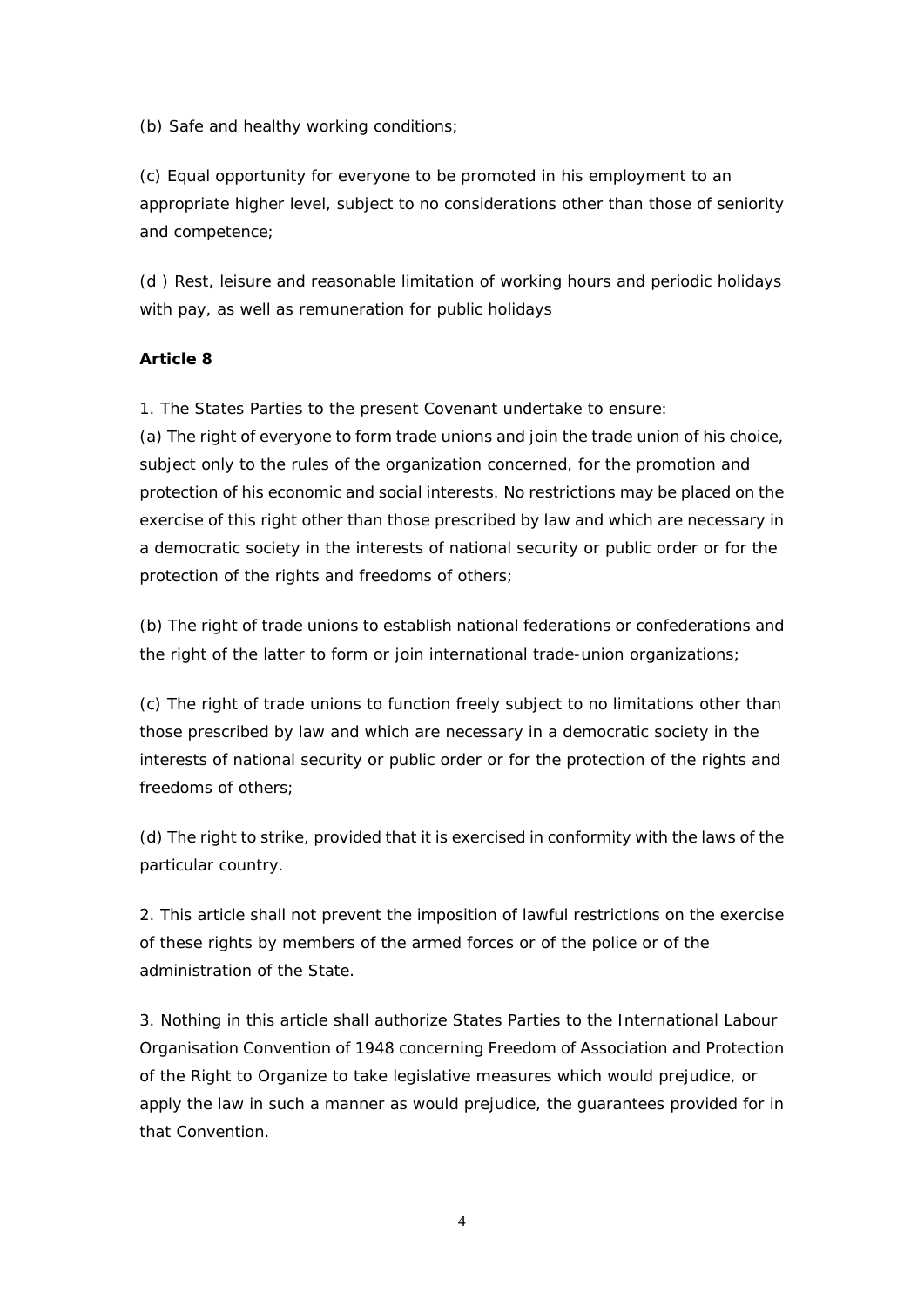(b) Safe and healthy working conditions;

(c) Equal opportunity for everyone to be promoted in his employment to an appropriate higher level, subject to no considerations other than those of seniority and competence;

(d ) Rest, leisure and reasonable limitation of working hours and periodic holidays with pay, as well as remuneration for public holidays

**Article 8**

1. The States Parties to the present Covenant undertake to ensure:
(a) The right of everyone to form trade unions and join the trade union of his choice, subject only to the rules of the organization concerned, for the promotion and protection of his economic and social interests. No restrictions may be placed on the exercise of this right other than those prescribed by law and which are necessary in a democratic society in the interests of national security or public order or for the protection of the rights and freedoms of others;

(b) The right of trade unions to establish national federations or confederations and the right of the latter to form or join international trade-union organizations;

(c) The right of trade unions to function freely subject to no limitations other than those prescribed by law and which are necessary in a democratic society in the interests of national security or public order or for the protection of the rights and freedoms of others;

(d) The right to strike, provided that it is exercised in conformity with the laws of the particular country.

2. This article shall not prevent the imposition of lawful restrictions on the exercise of these rights by members of the armed forces or of the police or of the administration of the State.

3. Nothing in this article shall authorize States Parties to the International Labour Organisation Convention of 1948 concerning Freedom of Association and Protection of the Right to Organize to take legislative measures which would prejudice, or apply the law in such a manner as would prejudice, the guarantees provided for in that Convention.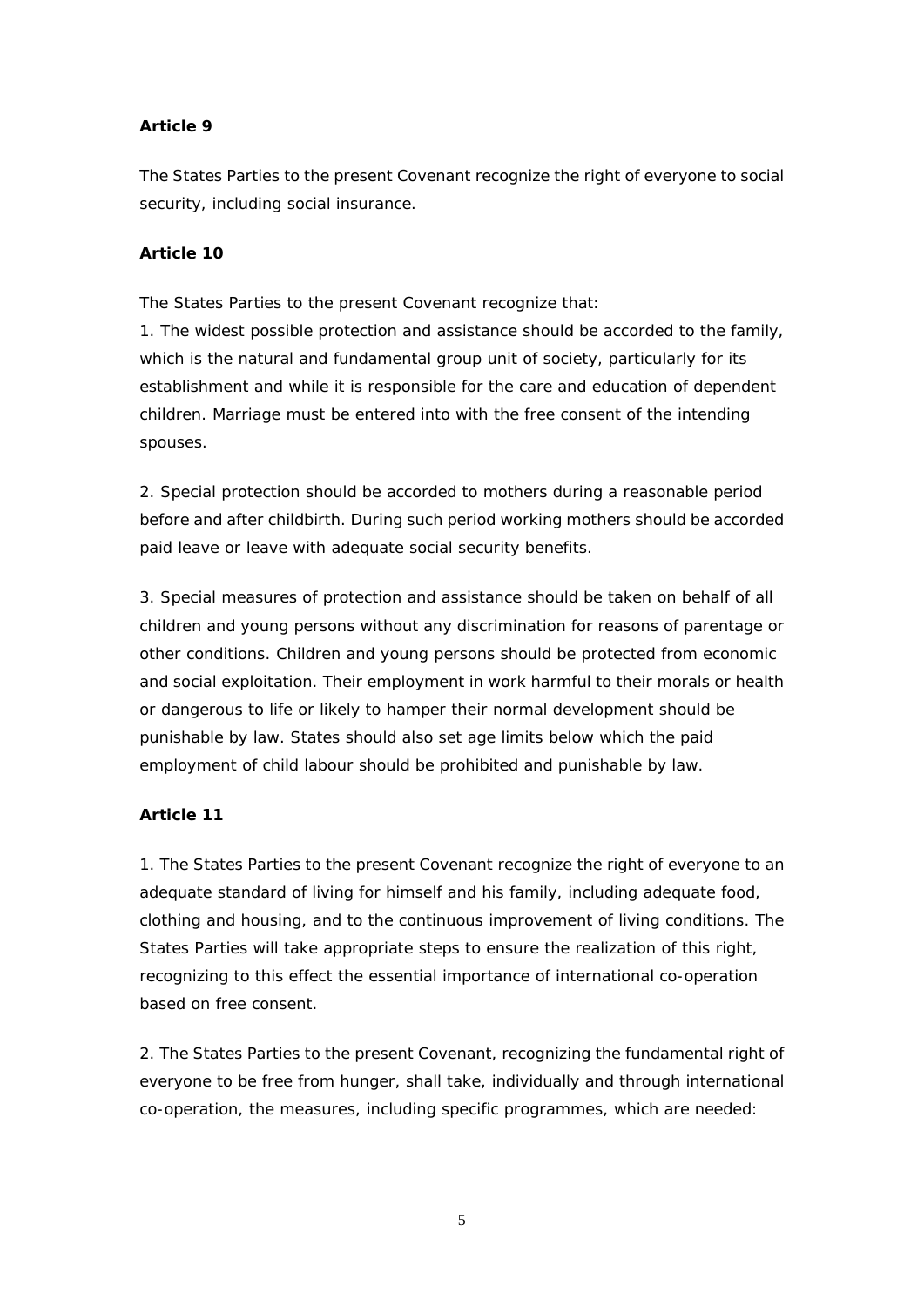**Article 9**

The States Parties to the present Covenant recognize the right of everyone to social security, including social insurance.

**Article 10**

The States Parties to the present Covenant recognize that:

1. The widest possible protection and assistance should be accorded to the family, which is the natural and fundamental group unit of society, particularly for its establishment and while it is responsible for the care and education of dependent children. Marriage must be entered into with the free consent of the intending spouses.

2. Special protection should be accorded to mothers during a reasonable period before and after childbirth. During such period working mothers should be accorded paid leave or leave with adequate social security benefits.

3. Special measures of protection and assistance should be taken on behalf of all children and young persons without any discrimination for reasons of parentage or other conditions. Children and young persons should be protected from economic and social exploitation. Their employment in work harmful to their morals or health or dangerous to life or likely to hamper their normal development should be punishable by law. States should also set age limits below which the paid employment of child labour should be prohibited and punishable by law.

**Article 11**

1. The States Parties to the present Covenant recognize the right of everyone to an adequate standard of living for himself and his family, including adequate food, clothing and housing, and to the continuous improvement of living conditions. The States Parties will take appropriate steps to ensure the realization of this right, recognizing to this effect the essential importance of international co-operation based on free consent.

2. The States Parties to the present Covenant, recognizing the fundamental right of everyone to be free from hunger, shall take, individually and through international co-operation, the measures, including specific programmes, which are needed: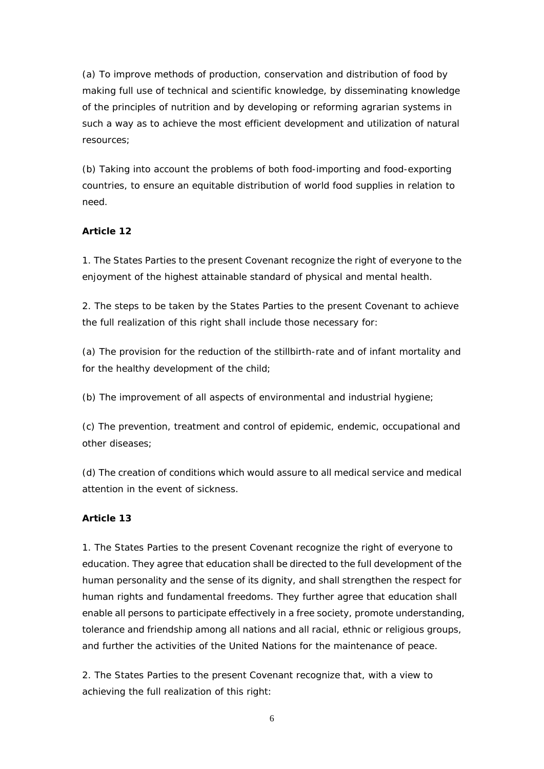(a) To improve methods of production, conservation and distribution of food by making full use of technical and scientific knowledge, by disseminating knowledge of the principles of nutrition and by developing or reforming agrarian systems in such a way as to achieve the most efficient development and utilization of natural resources;

(b) Taking into account the problems of both food-importing and food-exporting countries, to ensure an equitable distribution of world food supplies in relation to need.

**Article 12**

1. The States Parties to the present Covenant recognize the right of everyone to the enjoyment of the highest attainable standard of physical and mental health.

2. The steps to be taken by the States Parties to the present Covenant to achieve the full realization of this right shall include those necessary for:

(a) The provision for the reduction of the stillbirth-rate and of infant mortality and for the healthy development of the child;

(b) The improvement of all aspects of environmental and industrial hygiene;

(c) The prevention, treatment and control of epidemic, endemic, occupational and other diseases;

(d) The creation of conditions which would assure to all medical service and medical attention in the event of sickness.

**Article 13**

1. The States Parties to the present Covenant recognize the right of everyone to education. They agree that education shall be directed to the full development of the human personality and the sense of its dignity, and shall strengthen the respect for human rights and fundamental freedoms. They further agree that education shall enable all persons to participate effectively in a free society, promote understanding, tolerance and friendship among all nations and all racial, ethnic or religious groups, and further the activities of the United Nations for the maintenance of peace.

2. The States Parties to the present Covenant recognize that, with a view to achieving the full realization of this right: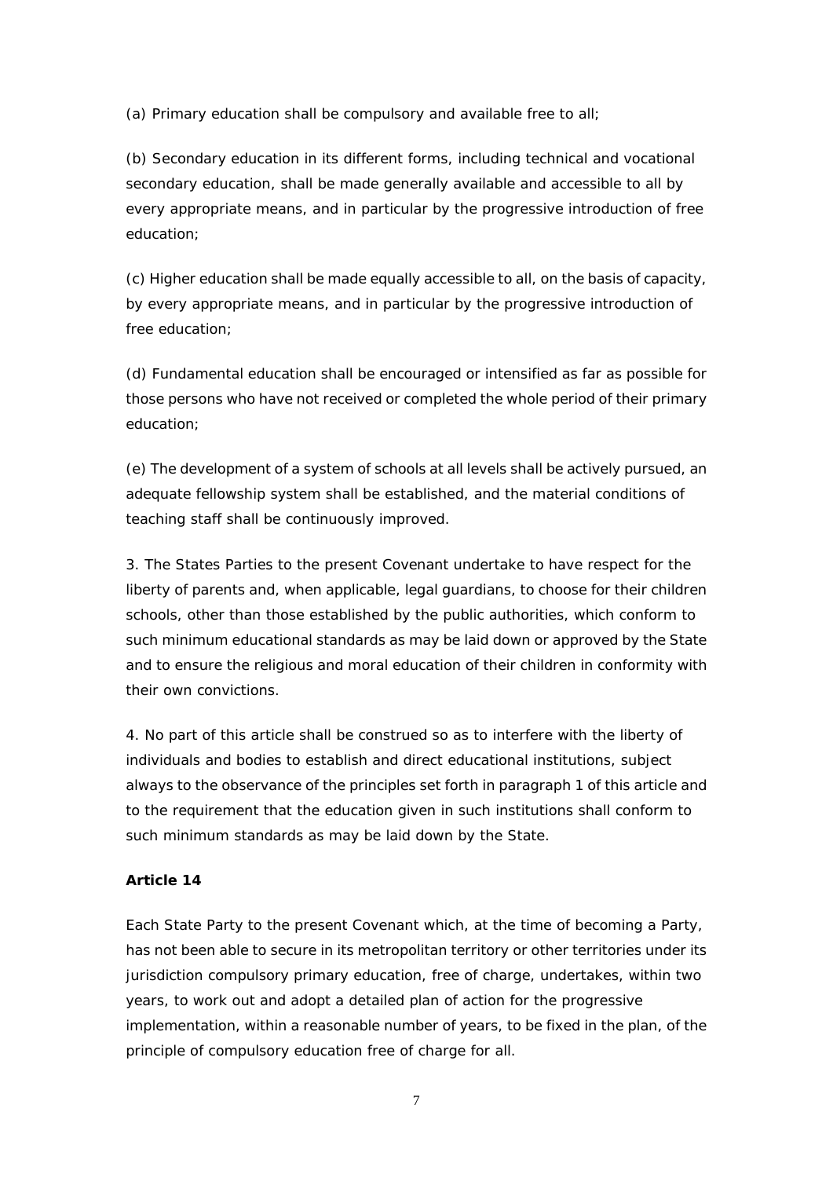(a) Primary education shall be compulsory and available free to all;

(b) Secondary education in its different forms, including technical and vocational secondary education, shall be made generally available and accessible to all by every appropriate means, and in particular by the progressive introduction of free education;

(c) Higher education shall be made equally accessible to all, on the basis of capacity, by every appropriate means, and in particular by the progressive introduction of free education;

(d) Fundamental education shall be encouraged or intensified as far as possible for those persons who have not received or completed the whole period of their primary education;

(e) The development of a system of schools at all levels shall be actively pursued, an adequate fellowship system shall be established, and the material conditions of teaching staff shall be continuously improved.

3. The States Parties to the present Covenant undertake to have respect for the liberty of parents and, when applicable, legal guardians, to choose for their children schools, other than those established by the public authorities, which conform to such minimum educational standards as may be laid down or approved by the State and to ensure the religious and moral education of their children in conformity with their own convictions.

4. No part of this article shall be construed so as to interfere with the liberty of individuals and bodies to establish and direct educational institutions, subject always to the observance of the principles set forth in paragraph 1 of this article and to the requirement that the education given in such institutions shall conform to such minimum standards as may be laid down by the State.

**Article 14**

Each State Party to the present Covenant which, at the time of becoming a Party, has not been able to secure in its metropolitan territory or other territories under its jurisdiction compulsory primary education, free of charge, undertakes, within two years, to work out and adopt a detailed plan of action for the progressive implementation, within a reasonable number of years, to be fixed in the plan, of the principle of compulsory education free of charge for all.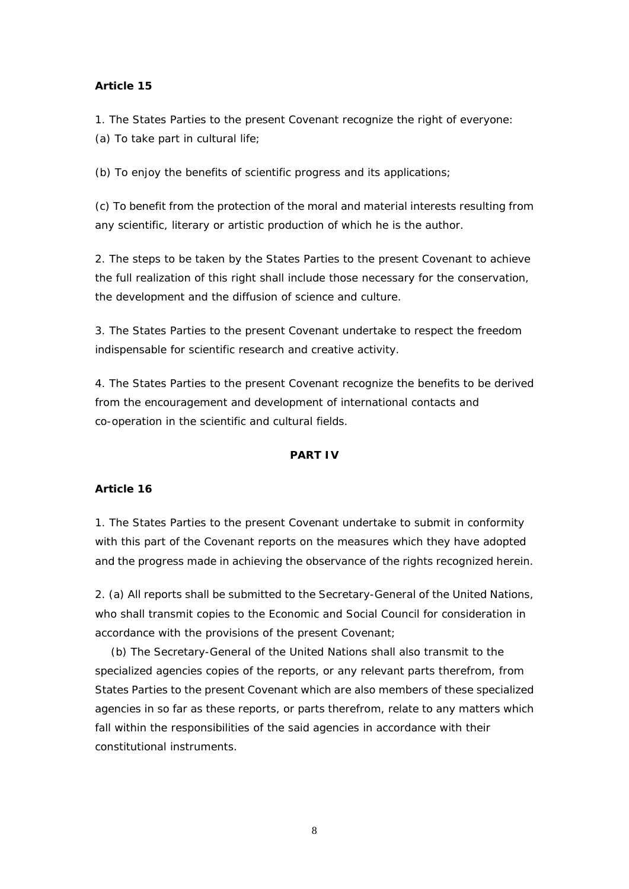**Article 15**

1. The States Parties to the present Covenant recognize the right of everyone:
(a) To take part in cultural life;

(b) To enjoy the benefits of scientific progress and its applications;

(c) To benefit from the protection of the moral and material interests resulting from any scientific, literary or artistic production of which he is the author.

2. The steps to be taken by the States Parties to the present Covenant to achieve the full realization of this right shall include those necessary for the conservation, the development and the diffusion of science and culture.

3. The States Parties to the present Covenant undertake to respect the freedom indispensable for scientific research and creative activity.

4. The States Parties to the present Covenant recognize the benefits to be derived from the encouragement and development of international contacts and co-operation in the scientific and cultural fields.

## PART IV

**Article 16**

1. The States Parties to the present Covenant undertake to submit in conformity with this part of the Covenant reports on the measures which they have adopted and the progress made in achieving the observance of the rights recognized herein.

2. (a) All reports shall be submitted to the Secretary-General of the United Nations, who shall transmit copies to the Economic and Social Council for consideration in accordance with the provisions of the present Covenant;

(b) The Secretary-General of the United Nations shall also transmit to the specialized agencies copies of the reports, or any relevant parts therefrom, from States Parties to the present Covenant which are also members of these specialized agencies in so far as these reports, or parts therefrom, relate to any matters which fall within the responsibilities of the said agencies in accordance with their constitutional instruments.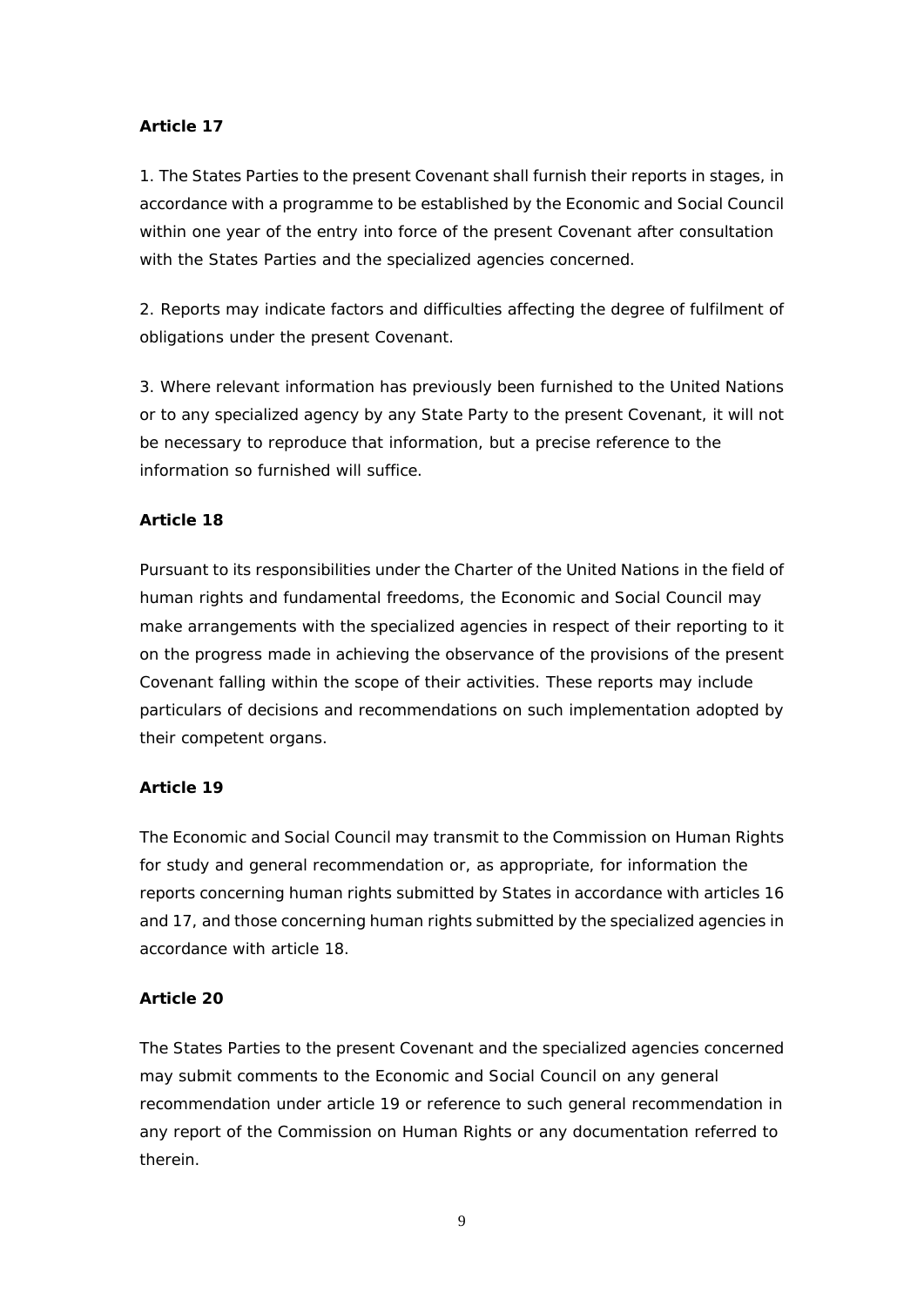**Article 17**

1. The States Parties to the present Covenant shall furnish their reports in stages, in accordance with a programme to be established by the Economic and Social Council within one year of the entry into force of the present Covenant after consultation with the States Parties and the specialized agencies concerned.

2. Reports may indicate factors and difficulties affecting the degree of fulfilment of obligations under the present Covenant.

3. Where relevant information has previously been furnished to the United Nations or to any specialized agency by any State Party to the present Covenant, it will not be necessary to reproduce that information, but a precise reference to the information so furnished will suffice.

**Article 18**

Pursuant to its responsibilities under the Charter of the United Nations in the field of human rights and fundamental freedoms, the Economic and Social Council may make arrangements with the specialized agencies in respect of their reporting to it on the progress made in achieving the observance of the provisions of the present Covenant falling within the scope of their activities. These reports may include particulars of decisions and recommendations on such implementation adopted by their competent organs.

**Article 19**

The Economic and Social Council may transmit to the Commission on Human Rights for study and general recommendation or, as appropriate, for information the reports concerning human rights submitted by States in accordance with articles 16 and 17, and those concerning human rights submitted by the specialized agencies in accordance with article 18.

**Article 20**

The States Parties to the present Covenant and the specialized agencies concerned may submit comments to the Economic and Social Council on any general recommendation under article 19 or reference to such general recommendation in any report of the Commission on Human Rights or any documentation referred to therein.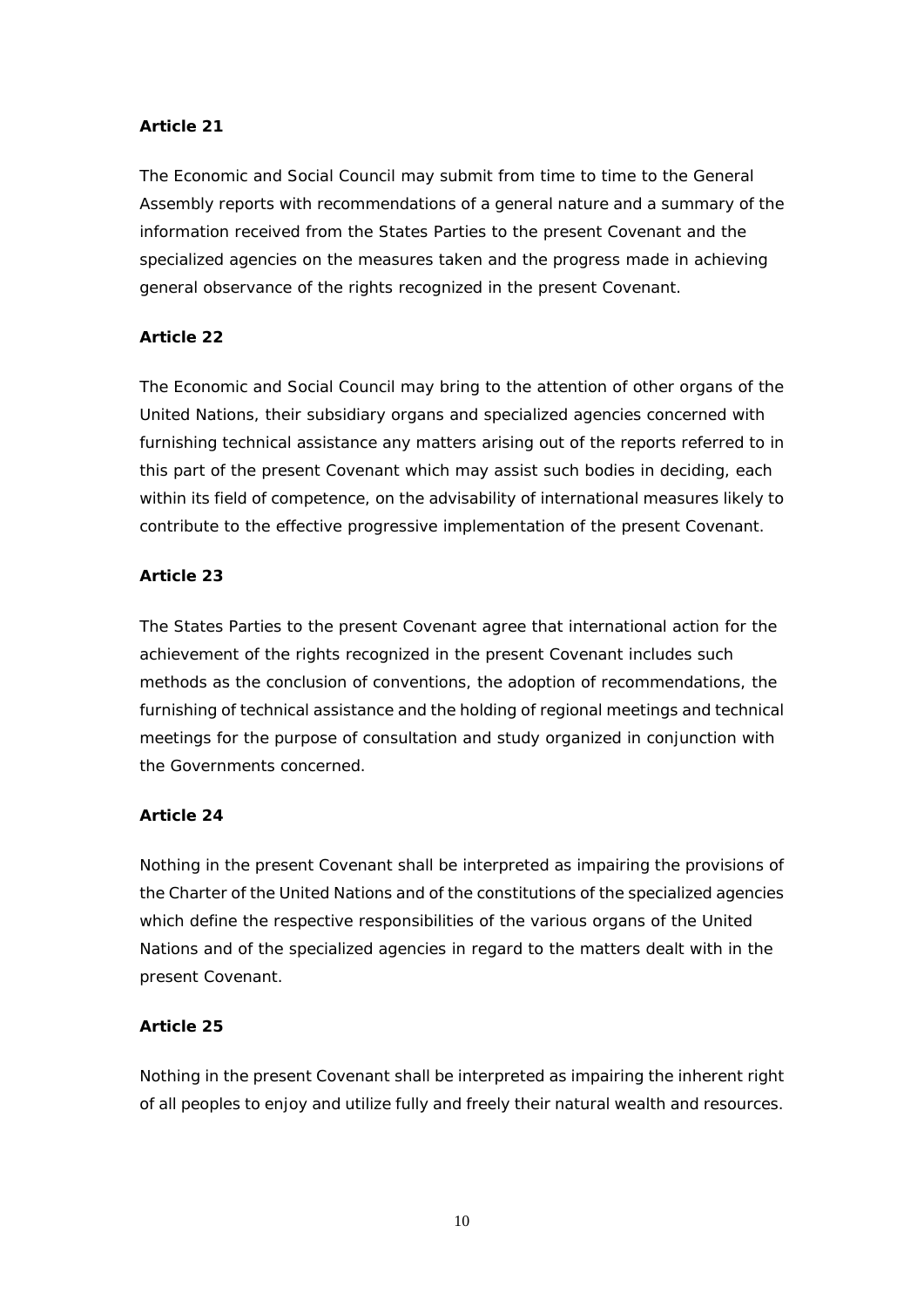**Article 21**

The Economic and Social Council may submit from time to time to the General Assembly reports with recommendations of a general nature and a summary of the information received from the States Parties to the present Covenant and the specialized agencies on the measures taken and the progress made in achieving general observance of the rights recognized in the present Covenant.

**Article 22**

The Economic and Social Council may bring to the attention of other organs of the United Nations, their subsidiary organs and specialized agencies concerned with furnishing technical assistance any matters arising out of the reports referred to in this part of the present Covenant which may assist such bodies in deciding, each within its field of competence, on the advisability of international measures likely to contribute to the effective progressive implementation of the present Covenant.

**Article 23**

The States Parties to the present Covenant agree that international action for the achievement of the rights recognized in the present Covenant includes such methods as the conclusion of conventions, the adoption of recommendations, the furnishing of technical assistance and the holding of regional meetings and technical meetings for the purpose of consultation and study organized in conjunction with the Governments concerned.

**Article 24**

Nothing in the present Covenant shall be interpreted as impairing the provisions of the Charter of the United Nations and of the constitutions of the specialized agencies which define the respective responsibilities of the various organs of the United Nations and of the specialized agencies in regard to the matters dealt with in the present Covenant.

**Article 25**

Nothing in the present Covenant shall be interpreted as impairing the inherent right of all peoples to enjoy and utilize fully and freely their natural wealth and resources.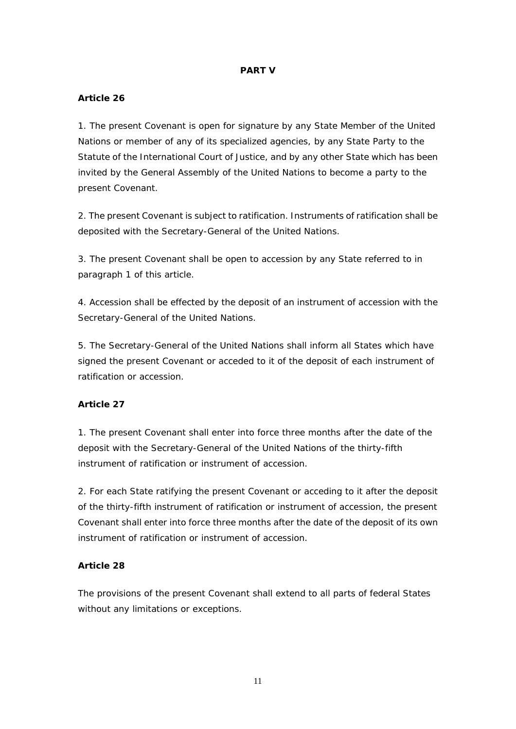## PART V

### Article 26

1. The present Covenant is open for signature by any State Member of the United Nations or member of any of its specialized agencies, by any State Party to the Statute of the International Court of Justice, and by any other State which has been invited by the General Assembly of the United Nations to become a party to the present Covenant.

2. The present Covenant is subject to ratification. Instruments of ratification shall be deposited with the Secretary-General of the United Nations.

3. The present Covenant shall be open to accession by any State referred to in paragraph 1 of this article.

4. Accession shall be effected by the deposit of an instrument of accession with the Secretary-General of the United Nations.

5. The Secretary-General of the United Nations shall inform all States which have signed the present Covenant or acceded to it of the deposit of each instrument of ratification or accession.

### Article 27

1. The present Covenant shall enter into force three months after the date of the deposit with the Secretary-General of the United Nations of the thirty-fifth instrument of ratification or instrument of accession.

2. For each State ratifying the present Covenant or acceding to it after the deposit of the thirty-fifth instrument of ratification or instrument of accession, the present Covenant shall enter into force three months after the date of the deposit of its own instrument of ratification or instrument of accession.

### Article 28

The provisions of the present Covenant shall extend to all parts of federal States without any limitations or exceptions.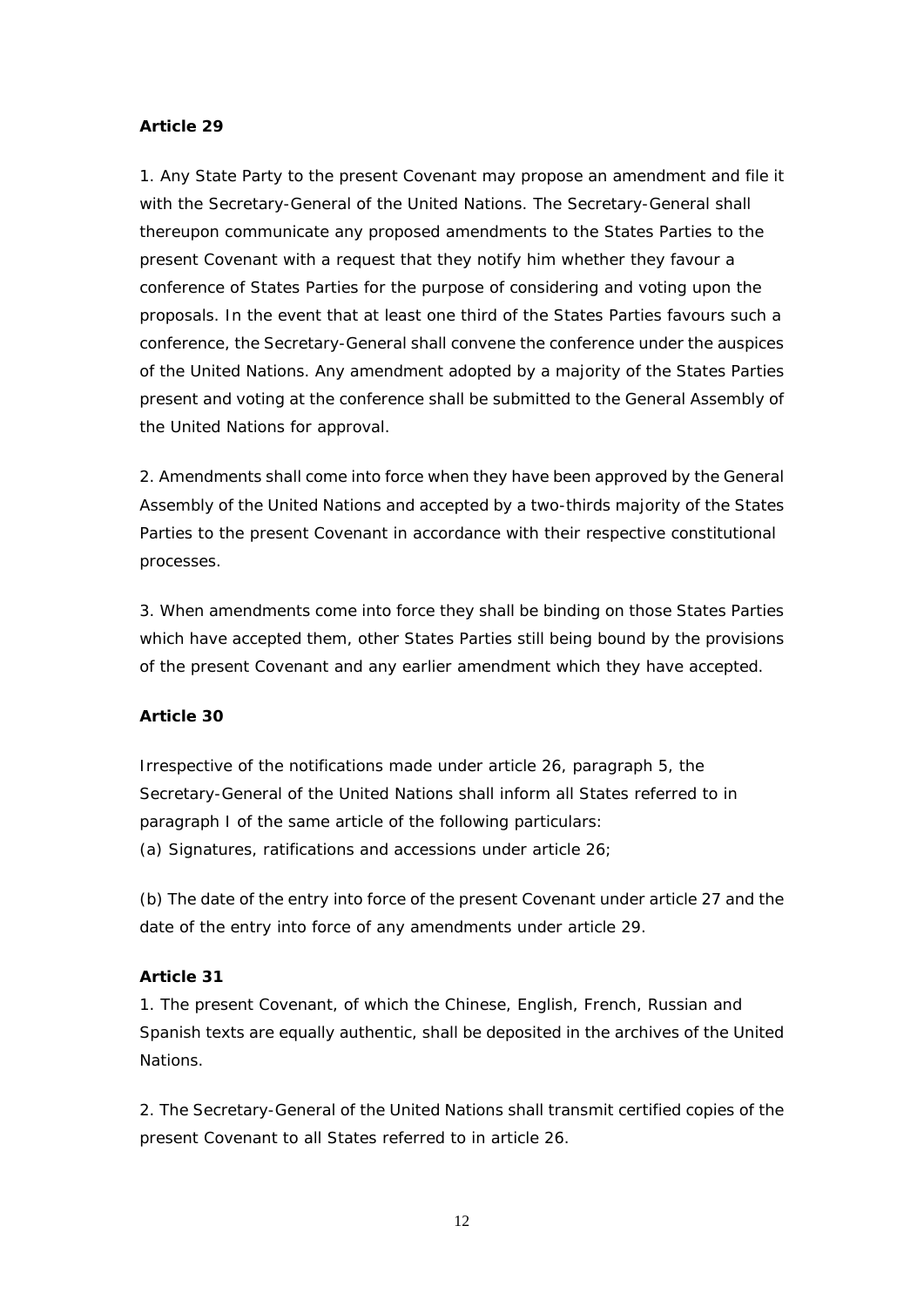**Article 29**

1. Any State Party to the present Covenant may propose an amendment and file it with the Secretary-General of the United Nations. The Secretary-General shall thereupon communicate any proposed amendments to the States Parties to the present Covenant with a request that they notify him whether they favour a conference of States Parties for the purpose of considering and voting upon the proposals. In the event that at least one third of the States Parties favours such a conference, the Secretary-General shall convene the conference under the auspices of the United Nations. Any amendment adopted by a majority of the States Parties present and voting at the conference shall be submitted to the General Assembly of the United Nations for approval.

2. Amendments shall come into force when they have been approved by the General Assembly of the United Nations and accepted by a two-thirds majority of the States Parties to the present Covenant in accordance with their respective constitutional processes.

3. When amendments come into force they shall be binding on those States Parties which have accepted them, other States Parties still being bound by the provisions of the present Covenant and any earlier amendment which they have accepted.

**Article 30**

Irrespective of the notifications made under article 26, paragraph 5, the Secretary-General of the United Nations shall inform all States referred to in paragraph I of the same article of the following particulars:
(a) Signatures, ratifications and accessions under article 26;

(b) The date of the entry into force of the present Covenant under article 27 and the date of the entry into force of any amendments under article 29.

**Article 31**

1. The present Covenant, of which the Chinese, English, French, Russian and Spanish texts are equally authentic, shall be deposited in the archives of the United Nations.

2. The Secretary-General of the United Nations shall transmit certified copies of the present Covenant to all States referred to in article 26.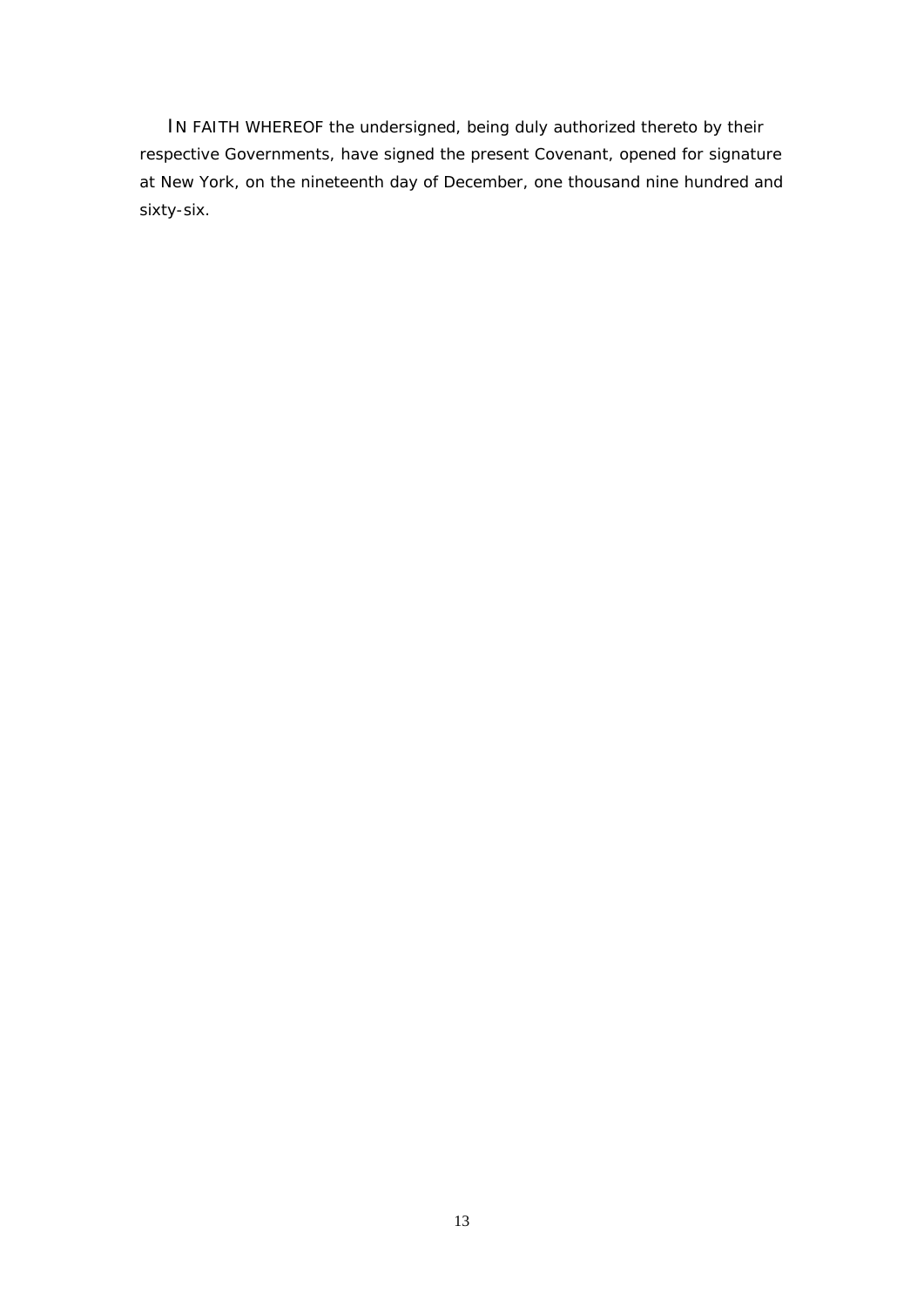IN FAITH WHEREOF the undersigned, being duly authorized thereto by their respective Governments, have signed the present Covenant, opened for signature at New York, on the nineteenth day of December, one thousand nine hundred and sixty-six.